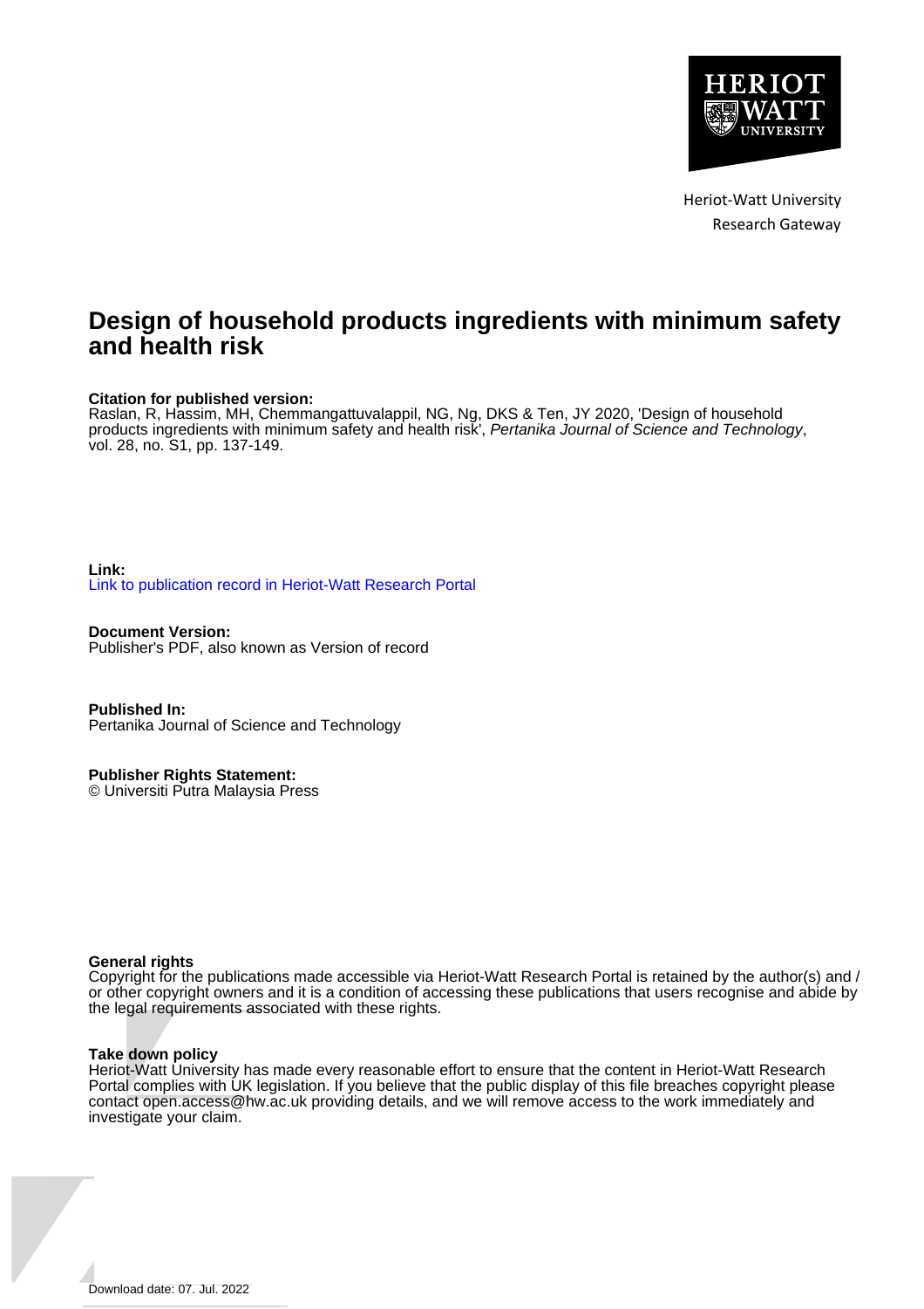Heriot-Watt University
Research Gateway

# Design of household products ingredients with minimum safety and health risk

**Citation for published version:**
Raslan, R, Hassim, MH, Chemmangattuvalappil, NG, Ng, DKS & Ten, JY 2020, 'Design of household products ingredients with minimum safety and health risk', *Pertanika Journal of Science and Technology*, vol. 28, no. S1, pp. 137-149.

**Link:**
Link to publication record in Heriot-Watt Research Portal

**Document Version:**
Publisher's PDF, also known as Version of record

**Published In:**
Pertanika Journal of Science and Technology

**Publisher Rights Statement:**
© Universiti Putra Malaysia Press

**General rights**
Copyright for the publications made accessible via Heriot-Watt Research Portal is retained by the author(s) and / or other copyright owners and it is a condition of accessing these publications that users recognise and abide by the legal requirements associated with these rights.

**Take down policy**
Heriot-Watt University has made every reasonable effort to ensure that the content in Heriot-Watt Research Portal complies with UK legislation. If you believe that the public display of this file breaches copyright please contact open.access@hw.ac.uk providing details, and we will remove access to the work immediately and investigate your claim.

Download date: 07. Jul. 2022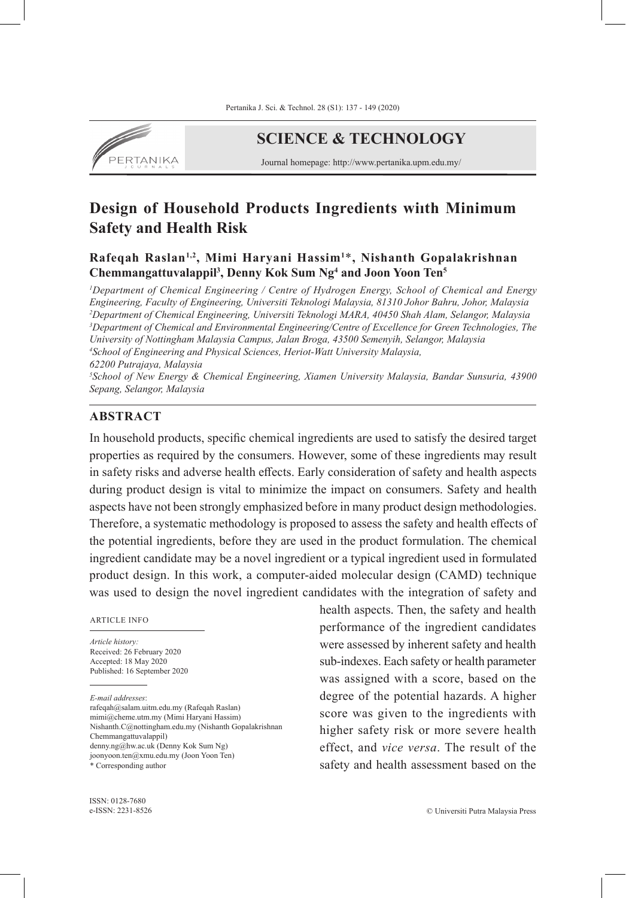# Design of Household Products Ingredients wııth Minimum Safety and Health Risk

**Rafeqah Raslan[1,2], Mimi Haryani Hassim[1]*, Nishanth Gopalakrishnan Chemmangattuvalappil[3], Denny Kok Sum Ng[4] and Joon Yoon Ten[5]**

[1]*Department of Chemical Engineering / Centre of Hydrogen Energy, School of Chemical and Energy Engineering, Faculty of Engineering, Universiti Teknologi Malaysia, 81310 Johor Bahru, Johor, Malaysia*
[2]*Department of Chemical Engineering, Universiti Teknologi MARA, 40450 Shah Alam, Selangor, Malaysia*
[3]*Department of Chemical and Environmental Engineering/Centre of Excellence for Green Technologies, The University of Nottingham Malaysia Campus, Jalan Broga, 43500 Semenyih, Selangor, Malaysia*
[4]*School of Engineering and Physical Sciences, Heriot-Watt University Malaysia, 62200 Putrajaya, Malaysia*
[5]*School of New Energy & Chemical Engineering, Xiamen University Malaysia, Bandar Sunsuria, 43900 Sepang, Selangor, Malaysia*

## ABSTRACT

In household products, specific chemical ingredients are used to satisfy the desired target properties as required by the consumers. However, some of these ingredients may result in safety risks and adverse health effects. Early consideration of safety and health aspects during product design is vital to minimize the impact on consumers. Safety and health aspects have not been strongly emphasized before in many product design methodologies. Therefore, a systematic methodology is proposed to assess the safety and health effects of the potential ingredients, before they are used in the product formulation. The chemical ingredient candidate may be a novel ingredient or a typical ingredient used in formulated product design. In this work, a computer-aided molecular design (CAMD) technique was used to design the novel ingredient candidates with the integration of safety and health aspects. Then, the safety and health performance of the ingredient candidates were assessed by inherent safety and health sub-indexes. Each safety or health parameter was assigned with a score, based on the degree of the potential hazards. A higher score was given to the ingredients with higher safety risk or more severe health effect, and *vice versa*. The result of the safety and health assessment based on the

ARTICLE INFO

*Article history:*
Received: 26 February 2020
Accepted: 18 May 2020
Published: 16 September 2020

*E-mail addresses*:
rafeqah@salam.uitm.edu.my (Rafeqah Raslan)
mimi@cheme.utm.my (Mimi Haryani Hassim)
Nishanth.C@nottingham.edu.my (Nishanth Gopalakrishnan Chemmangattuvalappil)
denny.ng@hw.ac.uk (Denny Kok Sum Ng)
joonyoon.ten@xmu.edu.my (Joon Yoon Ten)
* Corresponding author

ISSN: 0128-7680
e-ISSN: 2231-8526

© Universiti Putra Malaysia Press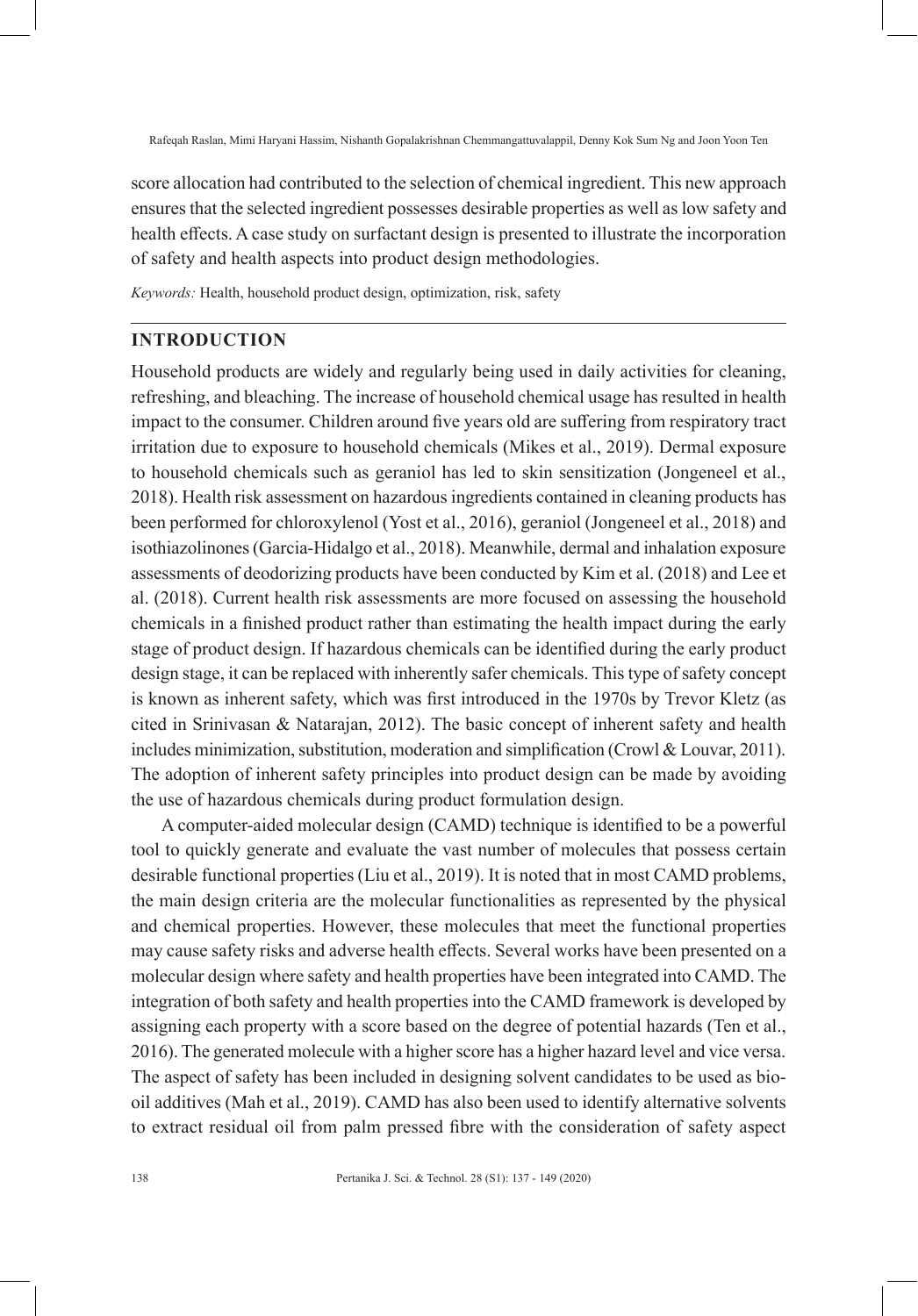score allocation had contributed to the selection of chemical ingredient. This new approach ensures that the selected ingredient possesses desirable properties as well as low safety and health effects. A case study on surfactant design is presented to illustrate the incorporation of safety and health aspects into product design methodologies.

*Keywords:* Health, household product design, optimization, risk, safety

## INTRODUCTION

Household products are widely and regularly being used in daily activities for cleaning, refreshing, and bleaching. The increase of household chemical usage has resulted in health impact to the consumer. Children around five years old are suffering from respiratory tract irritation due to exposure to household chemicals (Mikes et al., 2019). Dermal exposure to household chemicals such as geraniol has led to skin sensitization (Jongeneel et al., 2018). Health risk assessment on hazardous ingredients contained in cleaning products has been performed for chloroxylenol (Yost et al., 2016), geraniol (Jongeneel et al., 2018) and isothiazolinones (Garcia-Hidalgo et al., 2018). Meanwhile, dermal and inhalation exposure assessments of deodorizing products have been conducted by Kim et al. (2018) and Lee et al. (2018). Current health risk assessments are more focused on assessing the household chemicals in a finished product rather than estimating the health impact during the early stage of product design. If hazardous chemicals can be identified during the early product design stage, it can be replaced with inherently safer chemicals. This type of safety concept is known as inherent safety, which was first introduced in the 1970s by Trevor Kletz (as cited in Srinivasan & Natarajan, 2012). The basic concept of inherent safety and health includes minimization, substitution, moderation and simplification (Crowl & Louvar, 2011). The adoption of inherent safety principles into product design can be made by avoiding the use of hazardous chemicals during product formulation design.

A computer-aided molecular design (CAMD) technique is identified to be a powerful tool to quickly generate and evaluate the vast number of molecules that possess certain desirable functional properties (Liu et al., 2019). It is noted that in most CAMD problems, the main design criteria are the molecular functionalities as represented by the physical and chemical properties. However, these molecules that meet the functional properties may cause safety risks and adverse health effects. Several works have been presented on a molecular design where safety and health properties have been integrated into CAMD. The integration of both safety and health properties into the CAMD framework is developed by assigning each property with a score based on the degree of potential hazards (Ten et al., 2016). The generated molecule with a higher score has a higher hazard level and vice versa. The aspect of safety has been included in designing solvent candidates to be used as bio-oil additives (Mah et al., 2019). CAMD has also been used to identify alternative solvents to extract residual oil from palm pressed fibre with the consideration of safety aspect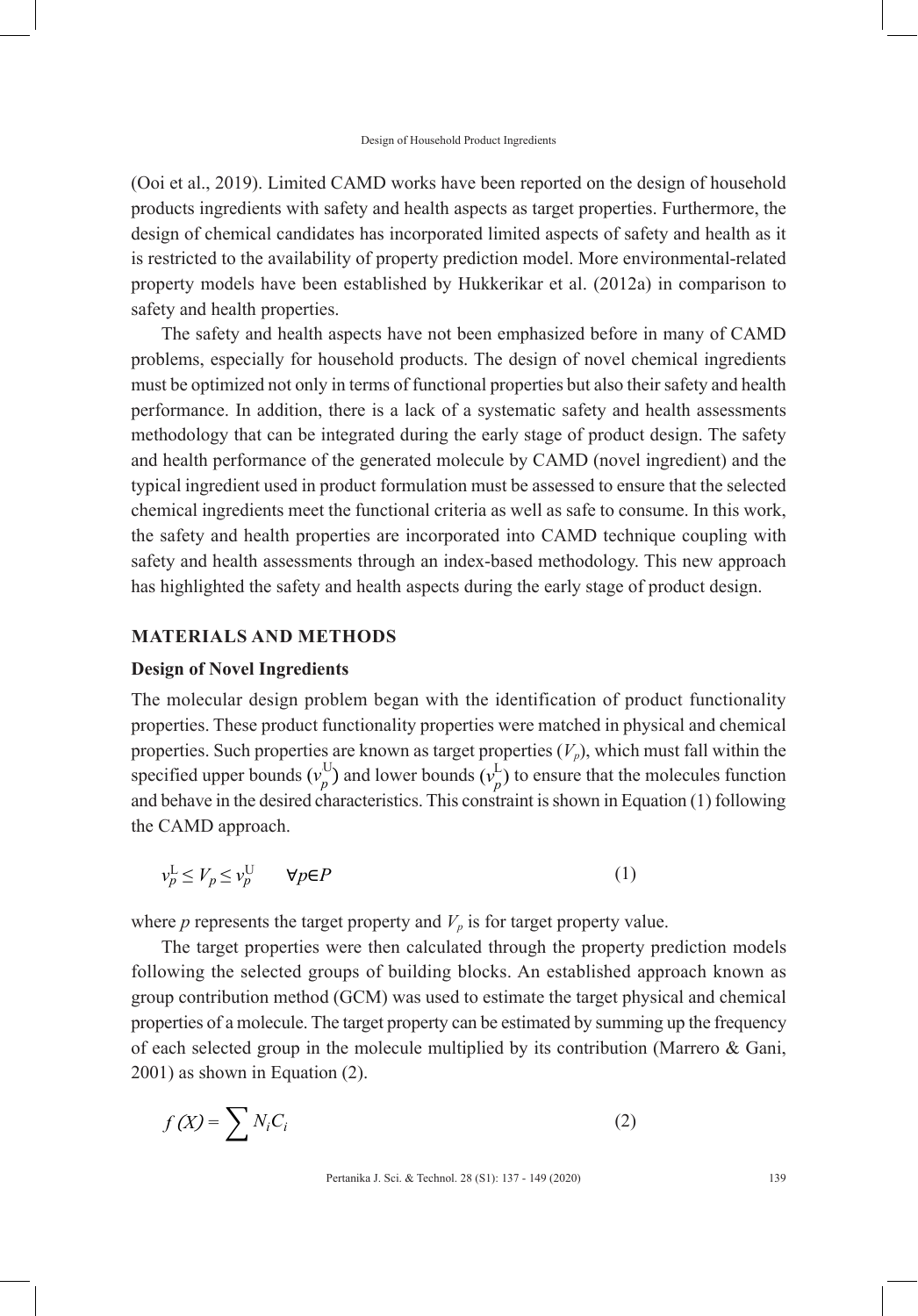(Ooi et al., 2019). Limited CAMD works have been reported on the design of household products ingredients with safety and health aspects as target properties. Furthermore, the design of chemical candidates has incorporated limited aspects of safety and health as it is restricted to the availability of property prediction model. More environmental-related property models have been established by Hukkerikar et al. (2012a) in comparison to safety and health properties.

The safety and health aspects have not been emphasized before in many of CAMD problems, especially for household products. The design of novel chemical ingredients must be optimized not only in terms of functional properties but also their safety and health performance. In addition, there is a lack of a systematic safety and health assessments methodology that can be integrated during the early stage of product design. The safety and health performance of the generated molecule by CAMD (novel ingredient) and the typical ingredient used in product formulation must be assessed to ensure that the selected chemical ingredients meet the functional criteria as well as safe to consume. In this work, the safety and health properties are incorporated into CAMD technique coupling with safety and health assessments through an index-based methodology. This new approach has highlighted the safety and health aspects during the early stage of product design.

## MATERIALS AND METHODS

### Design of Novel Ingredients

The molecular design problem began with the identification of product functionality properties. These product functionality properties were matched in physical and chemical properties. Such properties are known as target properties ($V_p$), which must fall within the specified upper bounds ($v_p^{\mathrm{U}}$) and lower bounds ($v_p^{\mathrm{L}}$) to ensure that the molecules function and behave in the desired characteristics. This constraint is shown in Equation (1) following the CAMD approach.

$$v_p^{\mathrm{L}} \leq V_p \leq v_p^{\mathrm{U}} \qquad \forall p \in P \tag{1}$$

where $p$ represents the target property and $V_p$ is for target property value.

The target properties were then calculated through the property prediction models following the selected groups of building blocks. An established approach known as group contribution method (GCM) was used to estimate the target physical and chemical properties of a molecule. The target property can be estimated by summing up the frequency of each selected group in the molecule multiplied by its contribution (Marrero & Gani, 2001) as shown in Equation (2).

$$f(X) = \sum N_i C_i \tag{2}$$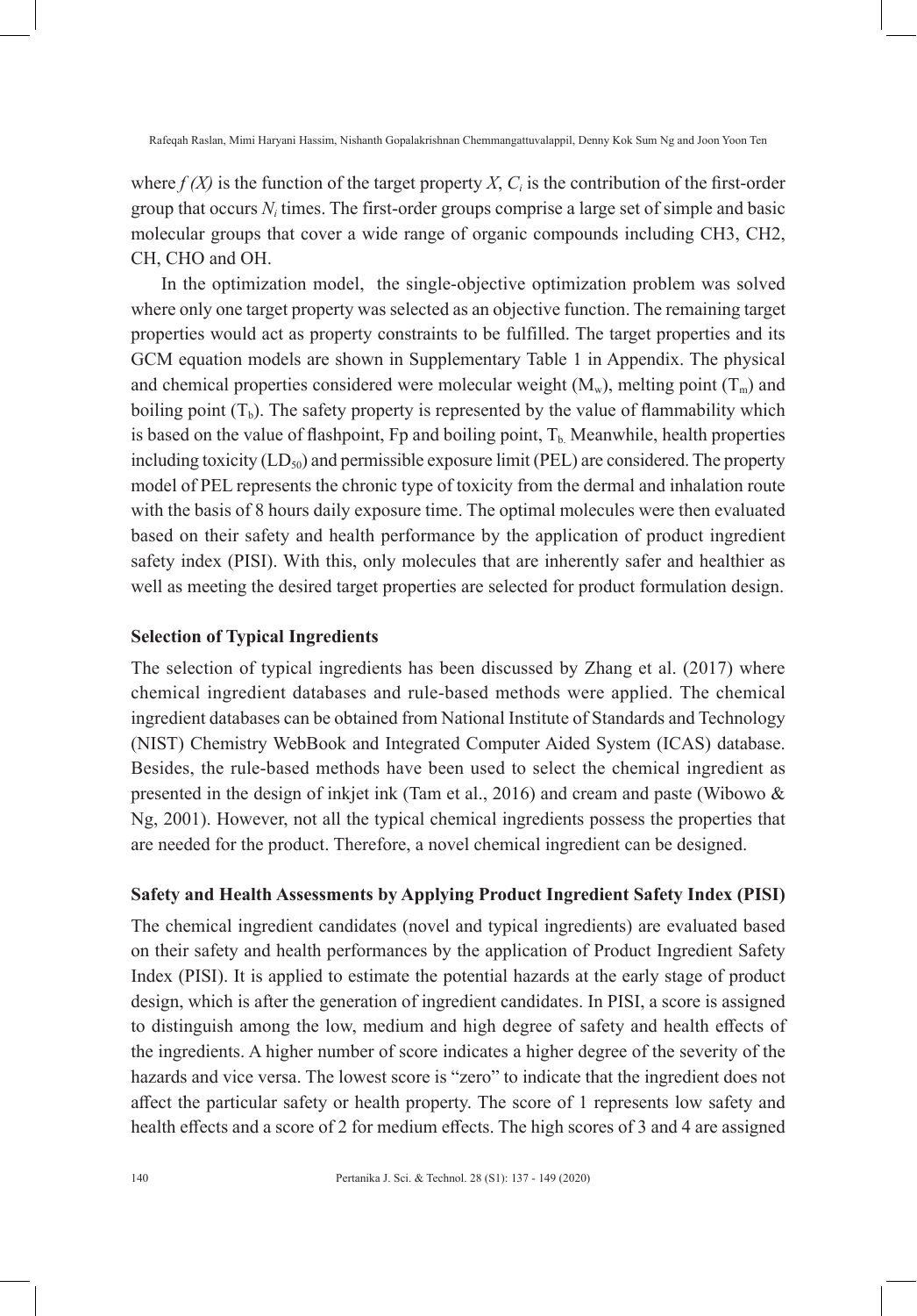where $f(X)$ is the function of the target property $X$, $C_i$ is the contribution of the first-order group that occurs $N_i$ times. The first-order groups comprise a large set of simple and basic molecular groups that cover a wide range of organic compounds including CH3, CH2, CH, CHO and OH.

In the optimization model, the single-objective optimization problem was solved where only one target property was selected as an objective function. The remaining target properties would act as property constraints to be fulfilled. The target properties and its GCM equation models are shown in Supplementary Table 1 in Appendix. The physical and chemical properties considered were molecular weight ($M_w$), melting point ($T_m$) and boiling point ($T_b$). The safety property is represented by the value of flammability which is based on the value of flashpoint, Fp and boiling point, $T_b$. Meanwhile, health properties including toxicity ($LD_{50}$) and permissible exposure limit (PEL) are considered. The property model of PEL represents the chronic type of toxicity from the dermal and inhalation route with the basis of 8 hours daily exposure time. The optimal molecules were then evaluated based on their safety and health performance by the application of product ingredient safety index (PISI). With this, only molecules that are inherently safer and healthier as well as meeting the desired target properties are selected for product formulation design.

### Selection of Typical Ingredients

The selection of typical ingredients has been discussed by Zhang et al. (2017) where chemical ingredient databases and rule-based methods were applied. The chemical ingredient databases can be obtained from National Institute of Standards and Technology (NIST) Chemistry WebBook and Integrated Computer Aided System (ICAS) database. Besides, the rule-based methods have been used to select the chemical ingredient as presented in the design of inkjet ink (Tam et al., 2016) and cream and paste (Wibowo & Ng, 2001). However, not all the typical chemical ingredients possess the properties that are needed for the product. Therefore, a novel chemical ingredient can be designed.

### Safety and Health Assessments by Applying Product Ingredient Safety Index (PISI)

The chemical ingredient candidates (novel and typical ingredients) are evaluated based on their safety and health performances by the application of Product Ingredient Safety Index (PISI). It is applied to estimate the potential hazards at the early stage of product design, which is after the generation of ingredient candidates. In PISI, a score is assigned to distinguish among the low, medium and high degree of safety and health effects of the ingredients. A higher number of score indicates a higher degree of the severity of the hazards and vice versa. The lowest score is "zero" to indicate that the ingredient does not affect the particular safety or health property. The score of 1 represents low safety and health effects and a score of 2 for medium effects. The high scores of 3 and 4 are assigned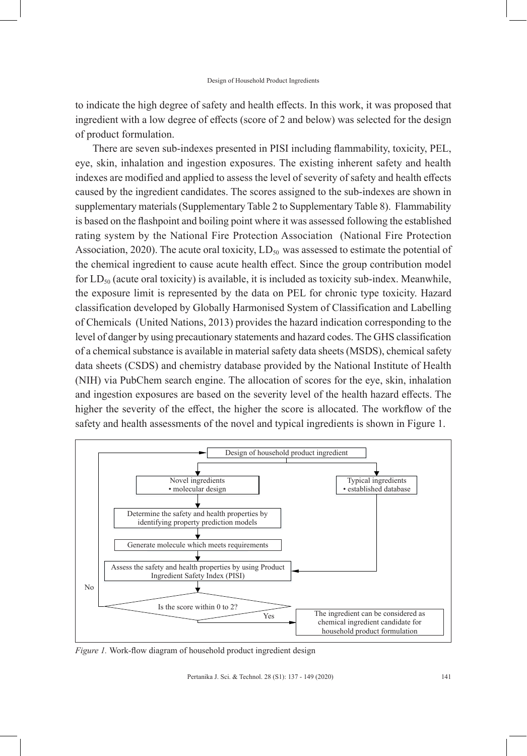to indicate the high degree of safety and health effects. In this work, it was proposed that ingredient with a low degree of effects (score of 2 and below) was selected for the design of product formulation.

There are seven sub-indexes presented in PISI including flammability, toxicity, PEL, eye, skin, inhalation and ingestion exposures. The existing inherent safety and health indexes are modified and applied to assess the level of severity of safety and health effects caused by the ingredient candidates. The scores assigned to the sub-indexes are shown in supplementary materials (Supplementary Table 2 to Supplementary Table 8). Flammability is based on the flashpoint and boiling point where it was assessed following the established rating system by the National Fire Protection Association (National Fire Protection Association, 2020). The acute oral toxicity, $LD_{50}$ was assessed to estimate the potential of the chemical ingredient to cause acute health effect. Since the group contribution model for $LD_{50}$ (acute oral toxicity) is available, it is included as toxicity sub-index. Meanwhile, the exposure limit is represented by the data on PEL for chronic type toxicity. Hazard classification developed by Globally Harmonised System of Classification and Labelling of Chemicals (United Nations, 2013) provides the hazard indication corresponding to the level of danger by using precautionary statements and hazard codes. The GHS classification of a chemical substance is available in material safety data sheets (MSDS), chemical safety data sheets (CSDS) and chemistry database provided by the National Institute of Health (NIH) via PubChem search engine. The allocation of scores for the eye, skin, inhalation and ingestion exposures are based on the severity level of the health hazard effects. The higher the severity of the effect, the higher the score is allocated. The workflow of the safety and health assessments of the novel and typical ingredients is shown in Figure 1.

Design of household product ingredient

Novel ingredients
• molecular design

Typical ingredients
• established database

Determine the safety and health properties by identifying property prediction models

Generate molecule which meets requirements

Assess the safety and health properties by using Product Ingredient Safety Index (PISI)

Is the score within 0 to 2?

No

Yes

The ingredient can be considered as chemical ingredient candidate for household product formulation

*Figure 1.* Work-flow diagram of household product ingredient design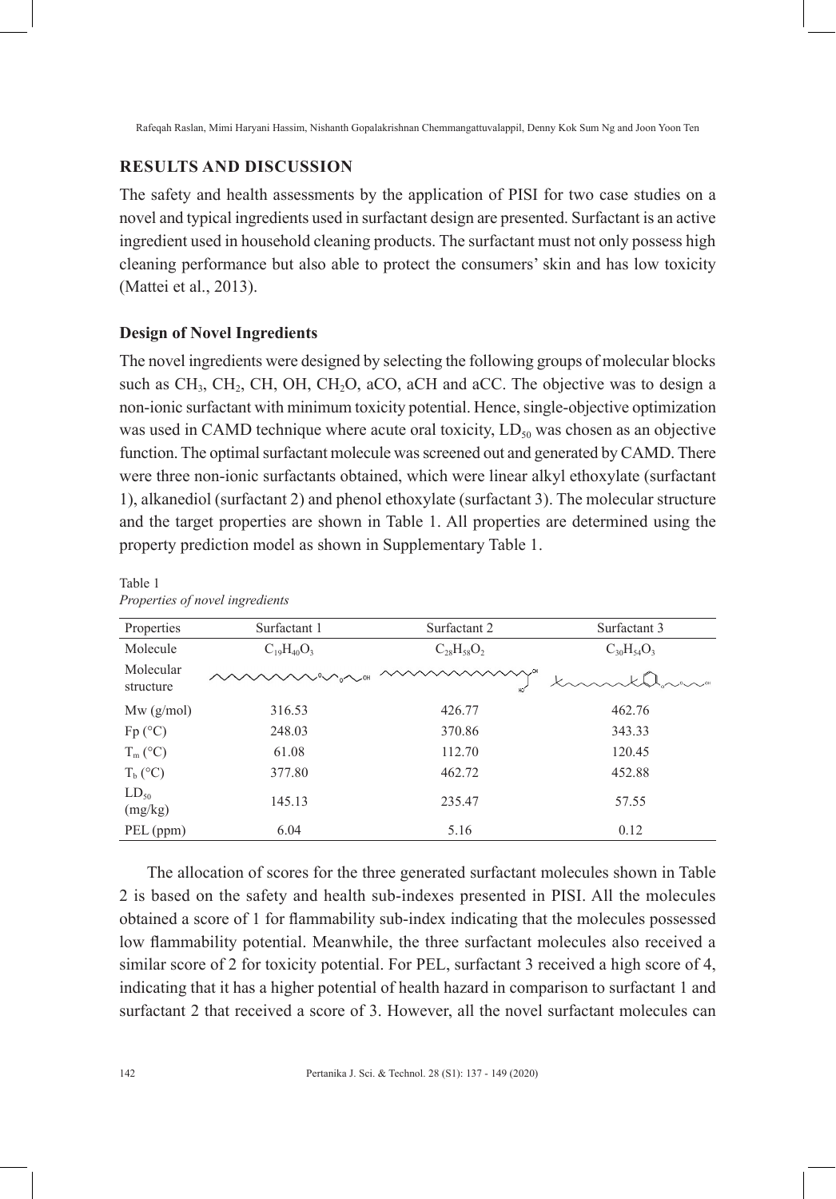## RESULTS AND DISCUSSION

The safety and health assessments by the application of PISI for two case studies on a novel and typical ingredients used in surfactant design are presented. Surfactant is an active ingredient used in household cleaning products. The surfactant must not only possess high cleaning performance but also able to protect the consumers' skin and has low toxicity (Mattei et al., 2013).

### Design of Novel Ingredients

The novel ingredients were designed by selecting the following groups of molecular blocks such as $CH_3$, $CH_2$, CH, OH, $CH_2O$, aCO, aCH and aCC. The objective was to design a non-ionic surfactant with minimum toxicity potential. Hence, single-objective optimization was used in CAMD technique where acute oral toxicity, $LD_{50}$ was chosen as an objective function. The optimal surfactant molecule was screened out and generated by CAMD. There were three non-ionic surfactants obtained, which were linear alkyl ethoxylate (surfactant 1), alkanediol (surfactant 2) and phenol ethoxylate (surfactant 3). The molecular structure and the target properties are shown in Table 1. All properties are determined using the property prediction model as shown in Supplementary Table 1.

Table 1
*Properties of novel ingredients*

| Properties | Surfactant 1 | Surfactant 2 | Surfactant 3 |
|---|---|---|---|
| Molecule | $C_{19}H_{40}O_3$ | $C_{28}H_{58}O_2$ | $C_{30}H_{54}O_3$ |
| Molecular structure | | | |
| Mw (g/mol) | 316.53 | 426.77 | 462.76 |
| Fp (°C) | 248.03 | 370.86 | 343.33 |
| $T_m$ (°C) | 61.08 | 112.70 | 120.45 |
| $T_b$ (°C) | 377.80 | 462.72 | 452.88 |
| $LD_{50}$ (mg/kg) | 145.13 | 235.47 | 57.55 |
| PEL (ppm) | 6.04 | 5.16 | 0.12 |

The allocation of scores for the three generated surfactant molecules shown in Table 2 is based on the safety and health sub-indexes presented in PISI. All the molecules obtained a score of 1 for flammability sub-index indicating that the molecules possessed low flammability potential. Meanwhile, the three surfactant molecules also received a similar score of 2 for toxicity potential. For PEL, surfactant 3 received a high score of 4, indicating that it has a higher potential of health hazard in comparison to surfactant 1 and surfactant 2 that received a score of 3. However, all the novel surfactant molecules can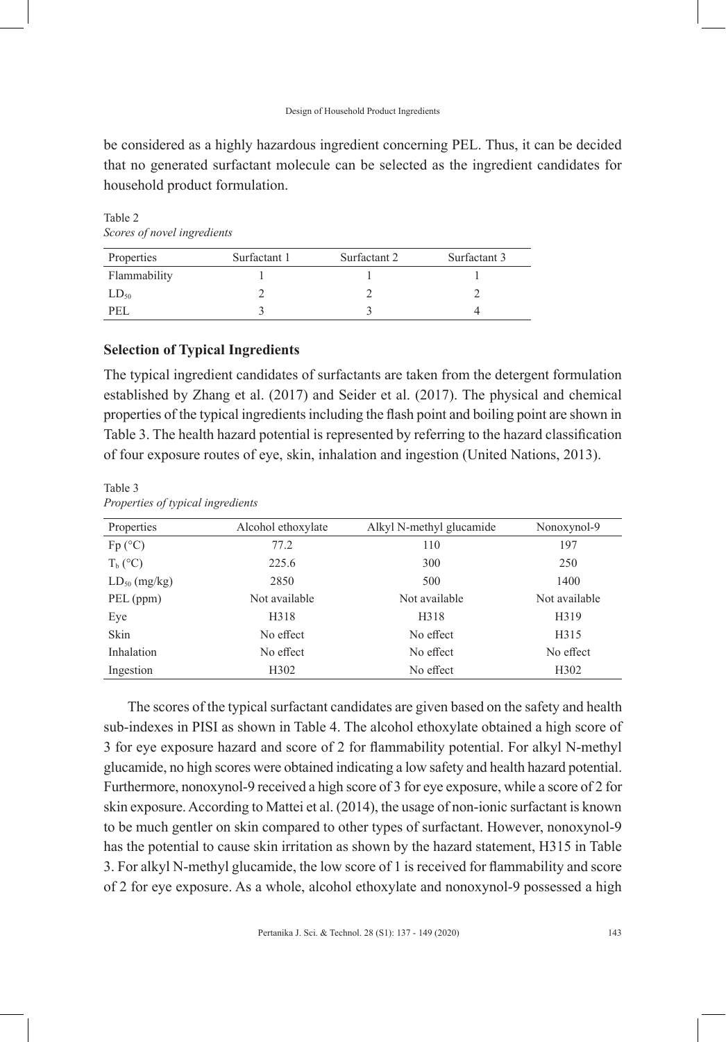be considered as a highly hazardous ingredient concerning PEL. Thus, it can be decided that no generated surfactant molecule can be selected as the ingredient candidates for household product formulation.

Table 2
*Scores of novel ingredients*

| Properties | Surfactant 1 | Surfactant 2 | Surfactant 3 |
|---|---|---|---|
| Flammability | 1 | 1 | 1 |
| $LD_{50}$ | 2 | 2 | 2 |
| PEL | 3 | 3 | 4 |

## Selection of Typical Ingredients

The typical ingredient candidates of surfactants are taken from the detergent formulation established by Zhang et al. (2017) and Seider et al. (2017). The physical and chemical properties of the typical ingredients including the flash point and boiling point are shown in Table 3. The health hazard potential is represented by referring to the hazard classification of four exposure routes of eye, skin, inhalation and ingestion (United Nations, 2013).

Table 3
*Properties of typical ingredients*

| Properties | Alcohol ethoxylate | Alkyl N-methyl glucamide | Nonoxynol-9 |
|---|---|---|---|
| Fp (°C) | 77.2 | 110 | 197 |
| $T_b$ (°C) | 225.6 | 300 | 250 |
| $LD_{50}$ (mg/kg) | 2850 | 500 | 1400 |
| PEL (ppm) | Not available | Not available | Not available |
| Eye | H318 | H318 | H319 |
| Skin | No effect | No effect | H315 |
| Inhalation | No effect | No effect | No effect |
| Ingestion | H302 | No effect | H302 |

The scores of the typical surfactant candidates are given based on the safety and health sub-indexes in PISI as shown in Table 4. The alcohol ethoxylate obtained a high score of 3 for eye exposure hazard and score of 2 for flammability potential. For alkyl N-methyl glucamide, no high scores were obtained indicating a low safety and health hazard potential. Furthermore, nonoxynol-9 received a high score of 3 for eye exposure, while a score of 2 for skin exposure. According to Mattei et al. (2014), the usage of non-ionic surfactant is known to be much gentler on skin compared to other types of surfactant. However, nonoxynol-9 has the potential to cause skin irritation as shown by the hazard statement, H315 in Table 3. For alkyl N-methyl glucamide, the low score of 1 is received for flammability and score of 2 for eye exposure. As a whole, alcohol ethoxylate and nonoxynol-9 possessed a high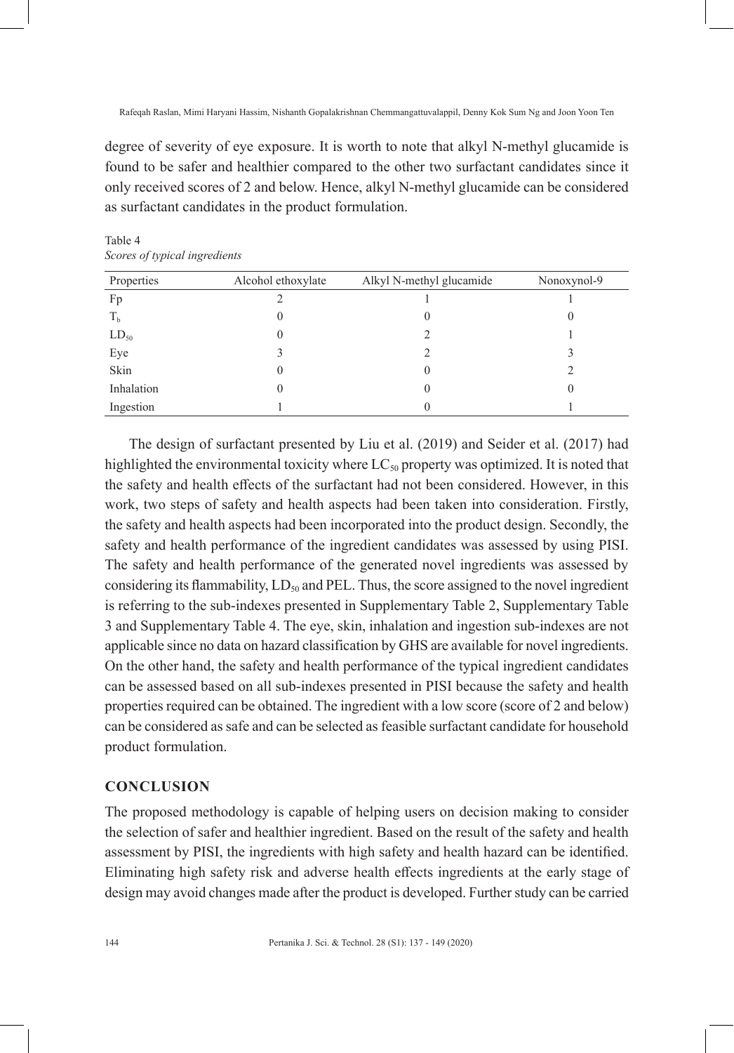degree of severity of eye exposure. It is worth to note that alkyl N-methyl glucamide is found to be safer and healthier compared to the other two surfactant candidates since it only received scores of 2 and below. Hence, alkyl N-methyl glucamide can be considered as surfactant candidates in the product formulation.

Table 4
*Scores of typical ingredients*

| Properties | Alcohol ethoxylate | Alkyl N-methyl glucamide | Nonoxynol-9 |
|---|---|---|---|
| Fp | 2 | 1 | 1 |
| $T_b$ | 0 | 0 | 0 |
| $LD_{50}$ | 0 | 2 | 1 |
| Eye | 3 | 2 | 3 |
| Skin | 0 | 0 | 2 |
| Inhalation | 0 | 0 | 0 |
| Ingestion | 1 | 0 | 1 |

The design of surfactant presented by Liu et al. (2019) and Seider et al. (2017) had highlighted the environmental toxicity where $LC_{50}$ property was optimized. It is noted that the safety and health effects of the surfactant had not been considered. However, in this work, two steps of safety and health aspects had been taken into consideration. Firstly, the safety and health aspects had been incorporated into the product design. Secondly, the safety and health performance of the ingredient candidates was assessed by using PISI. The safety and health performance of the generated novel ingredients was assessed by considering its flammability, $LD_{50}$ and PEL. Thus, the score assigned to the novel ingredient is referring to the sub-indexes presented in Supplementary Table 2, Supplementary Table 3 and Supplementary Table 4. The eye, skin, inhalation and ingestion sub-indexes are not applicable since no data on hazard classification by GHS are available for novel ingredients. On the other hand, the safety and health performance of the typical ingredient candidates can be assessed based on all sub-indexes presented in PISI because the safety and health properties required can be obtained. The ingredient with a low score (score of 2 and below) can be considered as safe and can be selected as feasible surfactant candidate for household product formulation.

## CONCLUSION

The proposed methodology is capable of helping users on decision making to consider the selection of safer and healthier ingredient. Based on the result of the safety and health assessment by PISI, the ingredients with high safety and health hazard can be identified. Eliminating high safety risk and adverse health effects ingredients at the early stage of design may avoid changes made after the product is developed. Further study can be carried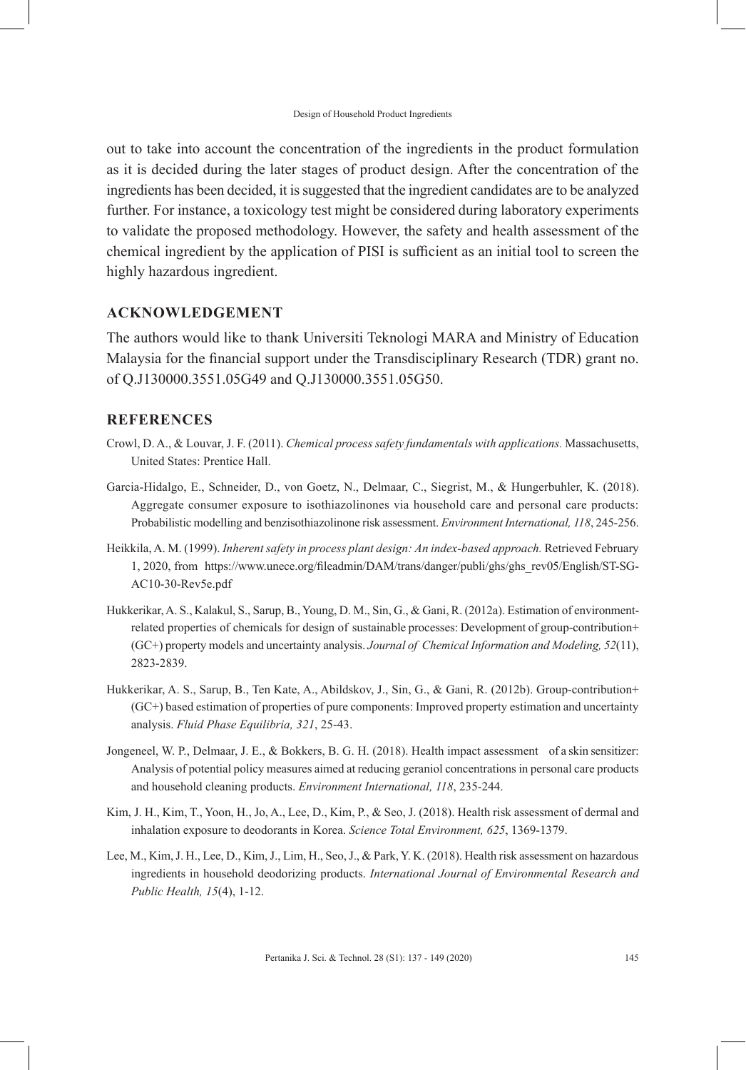out to take into account the concentration of the ingredients in the product formulation as it is decided during the later stages of product design. After the concentration of the ingredients has been decided, it is suggested that the ingredient candidates are to be analyzed further. For instance, a toxicology test might be considered during laboratory experiments to validate the proposed methodology. However, the safety and health assessment of the chemical ingredient by the application of PISI is sufficient as an initial tool to screen the highly hazardous ingredient.

## ACKNOWLEDGEMENT

The authors would like to thank Universiti Teknologi MARA and Ministry of Education Malaysia for the financial support under the Transdisciplinary Research (TDR) grant no. of Q.J130000.3551.05G49 and Q.J130000.3551.05G50.

## REFERENCES

Crowl, D. A., & Louvar, J. F. (2011). *Chemical process safety fundamentals with applications.* Massachusetts, United States: Prentice Hall.

Garcia-Hidalgo, E., Schneider, D., von Goetz, N., Delmaar, C., Siegrist, M., & Hungerbuhler, K. (2018). Aggregate consumer exposure to isothiazolinones via household care and personal care products: Probabilistic modelling and benzisothiazolinone risk assessment. *Environment International, 118*, 245-256.

Heikkila, A. M. (1999). *Inherent safety in process plant design: An index-based approach.* Retrieved February 1, 2020, from https://www.unece.org/fileadmin/DAM/trans/danger/publi/ghs/ghs_rev05/English/ST-SG-AC10-30-Rev5e.pdf

Hukkerikar, A. S., Kalakul, S., Sarup, B., Young, D. M., Sin, G., & Gani, R. (2012a). Estimation of environment-related properties of chemicals for design of sustainable processes: Development of group-contribution+ (GC+) property models and uncertainty analysis. *Journal of Chemical Information and Modeling, 52*(11), 2823-2839.

Hukkerikar, A. S., Sarup, B., Ten Kate, A., Abildskov, J., Sin, G., & Gani, R. (2012b). Group-contribution+ (GC+) based estimation of properties of pure components: Improved property estimation and uncertainty analysis. *Fluid Phase Equilibria, 321*, 25-43.

Jongeneel, W. P., Delmaar, J. E., & Bokkers, B. G. H. (2018). Health impact assessment of a skin sensitizer: Analysis of potential policy measures aimed at reducing geraniol concentrations in personal care products and household cleaning products. *Environment International, 118*, 235-244.

Kim, J. H., Kim, T., Yoon, H., Jo, A., Lee, D., Kim, P., & Seo, J. (2018). Health risk assessment of dermal and inhalation exposure to deodorants in Korea. *Science Total Environment, 625*, 1369-1379.

Lee, M., Kim, J. H., Lee, D., Kim, J., Lim, H., Seo, J., & Park, Y. K. (2018). Health risk assessment on hazardous ingredients in household deodorizing products. *International Journal of Environmental Research and Public Health, 15*(4), 1-12.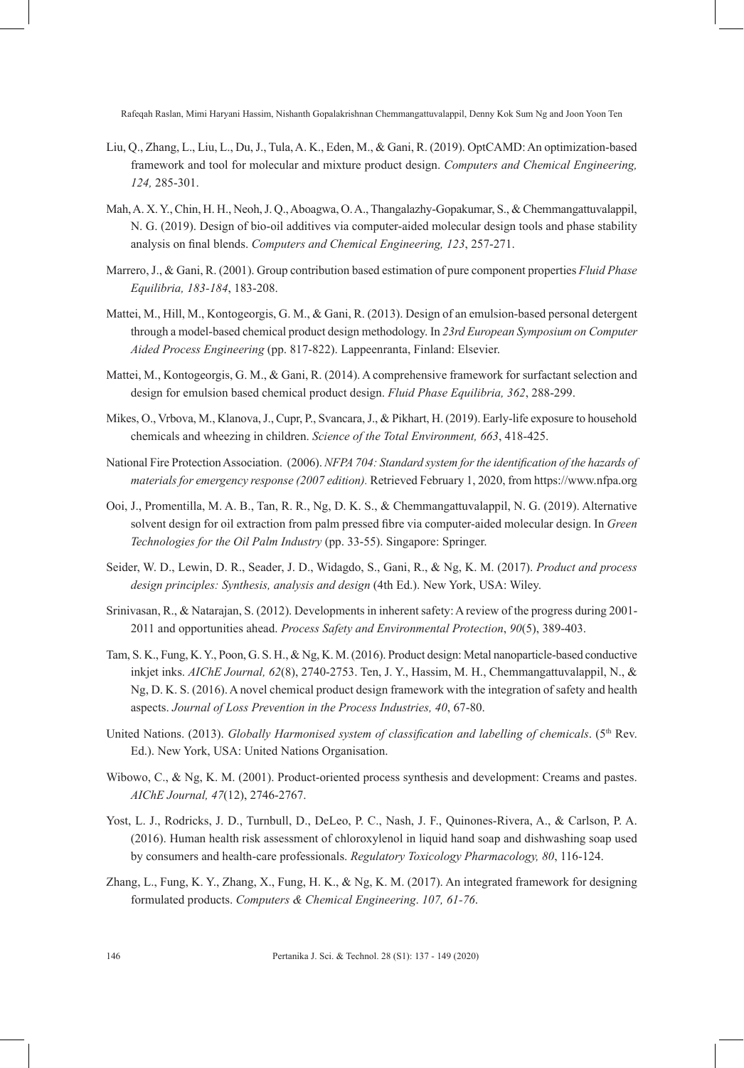Liu, Q., Zhang, L., Liu, L., Du, J., Tula, A. K., Eden, M., & Gani, R. (2019). OptCAMD: An optimization-based framework and tool for molecular and mixture product design. *Computers and Chemical Engineering, 124,* 285-301.

Mah, A. X. Y., Chin, H. H., Neoh, J. Q., Aboagwa, O. A., Thangalazhy-Gopakumar, S., & Chemmangattuvalappil, N. G. (2019). Design of bio-oil additives via computer-aided molecular design tools and phase stability analysis on final blends. *Computers and Chemical Engineering, 123*, 257-271.

Marrero, J., & Gani, R. (2001). Group contribution based estimation of pure component properties *Fluid Phase Equilibria, 183-184*, 183-208.

Mattei, M., Hill, M., Kontogeorgis, G. M., & Gani, R. (2013). Design of an emulsion-based personal detergent through a model-based chemical product design methodology. In *23rd European Symposium on Computer Aided Process Engineering* (pp. 817-822). Lappeenranta, Finland: Elsevier.

Mattei, M., Kontogeorgis, G. M., & Gani, R. (2014). A comprehensive framework for surfactant selection and design for emulsion based chemical product design. *Fluid Phase Equilibria, 362*, 288-299.

Mikes, O., Vrbova, M., Klanova, J., Cupr, P., Svancara, J., & Pikhart, H. (2019). Early-life exposure to household chemicals and wheezing in children. *Science of the Total Environment, 663*, 418-425.

National Fire Protection Association. (2006). *NFPA 704: Standard system for the identification of the hazards of materials for emergency response (2007 edition).* Retrieved February 1, 2020, from https://www.nfpa.org

Ooi, J., Promentilla, M. A. B., Tan, R. R., Ng, D. K. S., & Chemmangattuvalappil, N. G. (2019). Alternative solvent design for oil extraction from palm pressed fibre via computer-aided molecular design. In *Green Technologies for the Oil Palm Industry* (pp. 33-55). Singapore: Springer.

Seider, W. D., Lewin, D. R., Seader, J. D., Widagdo, S., Gani, R., & Ng, K. M. (2017). *Product and process design principles: Synthesis, analysis and design* (4th Ed.). New York, USA: Wiley.

Srinivasan, R., & Natarajan, S. (2012). Developments in inherent safety: A review of the progress during 2001-2011 and opportunities ahead. *Process Safety and Environmental Protection*, *90*(5), 389-403.

Tam, S. K., Fung, K. Y., Poon, G. S. H., & Ng, K. M. (2016). Product design: Metal nanoparticle-based conductive inkjet inks. *AIChE Journal, 62*(8), 2740-2753. Ten, J. Y., Hassim, M. H., Chemmangattuvalappil, N., & Ng, D. K. S. (2016). A novel chemical product design framework with the integration of safety and health aspects. *Journal of Loss Prevention in the Process Industries, 40*, 67-80.

United Nations. (2013). *Globally Harmonised system of classification and labelling of chemicals*. (5th Rev. Ed.). New York, USA: United Nations Organisation.

Wibowo, C., & Ng, K. M. (2001). Product-oriented process synthesis and development: Creams and pastes. *AIChE Journal, 47*(12), 2746-2767.

Yost, L. J., Rodricks, J. D., Turnbull, D., DeLeo, P. C., Nash, J. F., Quinones-Rivera, A., & Carlson, P. A. (2016). Human health risk assessment of chloroxylenol in liquid hand soap and dishwashing soap used by consumers and health-care professionals. *Regulatory Toxicology Pharmacology, 80*, 116-124.

Zhang, L., Fung, K. Y., Zhang, X., Fung, H. K., & Ng, K. M. (2017). An integrated framework for designing formulated products. *Computers & Chemical Engineering*. *107, 61-76*.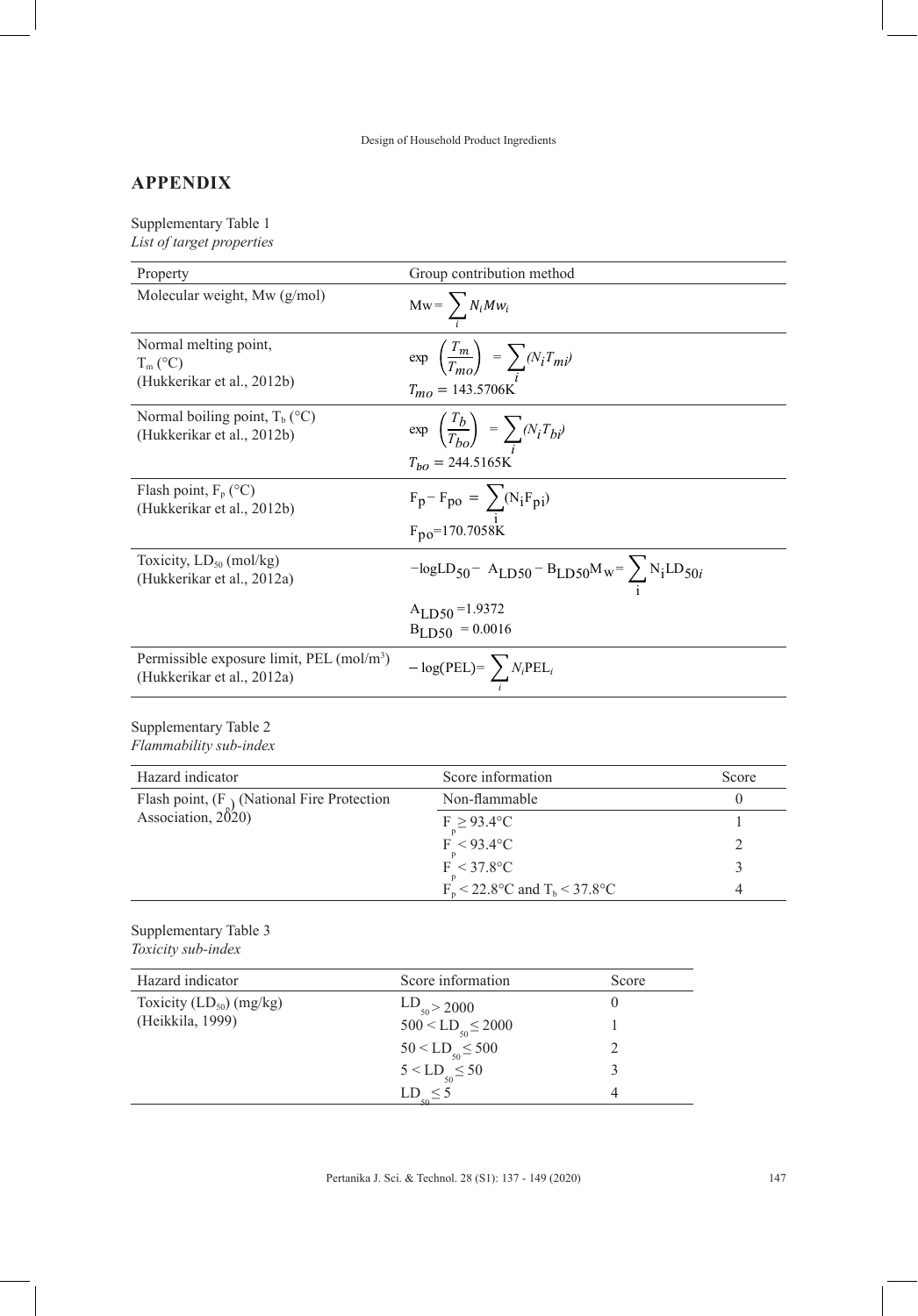## APPENDIX

Supplementary Table 1
*List of target properties*

| Property | Group contribution method |
|---|---|
| Molecular weight, Mw (g/mol) | $\text{Mw} = \sum_i N_i Mw_i$ |
| Normal melting point, $T_m$ (°C) (Hukkerikar et al., 2012b) | $\exp\left(\frac{T_m}{T_{mo}}\right) = \sum_i (N_i T_{mi})$ <br> $T_{mo} = 143.5706\text{K}$ |
| Normal boiling point, $T_b$ (°C) (Hukkerikar et al., 2012b) | $\exp\left(\frac{T_b}{T_{bo}}\right) = \sum_i (N_i T_{bi})$ <br> $T_{bo} = 244.5165\text{K}$ |
| Flash point, $F_p$ (°C) (Hukkerikar et al., 2012b) | $F_p - F_{po} = \sum_i (N_i F_{pi})$ <br> $F_{po} = 170.7058\text{K}$ |
| Toxicity, $LD_{50}$ (mol/kg) (Hukkerikar et al., 2012a) | $-\log LD_{50} - A_{LD50} - B_{LD50} M_w = \sum_i N_i LD_{50i}$ <br> $A_{LD50} = 1.9372$ <br> $B_{LD50} = 0.0016$ |
| Permissible exposure limit, PEL (mol/m$^3$) (Hukkerikar et al., 2012a) | $-\log(\text{PEL}) = \sum_i N_i \text{PEL}_i$ |

Supplementary Table 2
*Flammability sub-index*

| Hazard indicator | Score information | Score |
|---|---|---|
| Flash point, ($F_p$) (National Fire Protection Association, 2020) | Non-flammable | 0 |
| | $F_p \geq 93.4°C$ | 1 |
| | $F_p < 93.4°C$ | 2 |
| | $F_p < 37.8°C$ | 3 |
| | $F_p < 22.8°C$ and $T_b < 37.8°C$ | 4 |

Supplementary Table 3
*Toxicity sub-index*

| Hazard indicator | Score information | Score |
|---|---|---|
| Toxicity ($LD_{50}$) (mg/kg) (Heikkila, 1999) | $LD_{50} > 2000$ | 0 |
| | $500 < LD_{50} \leq 2000$ | 1 |
| | $50 < LD_{50} \leq 500$ | 2 |
| | $5 < LD_{50} \leq 50$ | 3 |
| | $LD_{50} \leq 5$ | 4 |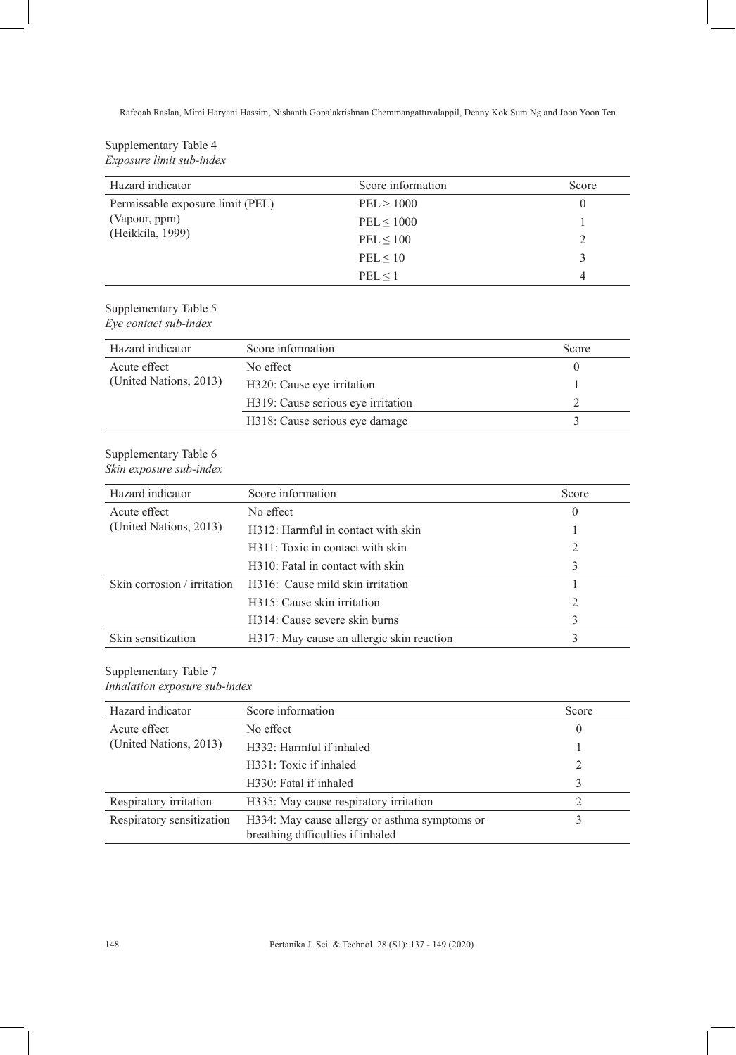Supplementary Table 4
*Exposure limit sub-index*

| Hazard indicator | Score information | Score |
|---|---|---|
| Permissable exposure limit (PEL) (Vapour, ppm) (Heikkila, 1999) | PEL > 1000 | 0 |
| | PEL ≤ 1000 | 1 |
| | PEL ≤ 100 | 2 |
| | PEL ≤ 10 | 3 |
| | PEL ≤ 1 | 4 |

Supplementary Table 5
*Eye contact sub-index*

| Hazard indicator | Score information | Score |
|---|---|---|
| Acute effect (United Nations, 2013) | No effect | 0 |
| | H320: Cause eye irritation | 1 |
| | H319: Cause serious eye irritation | 2 |
| | H318: Cause serious eye damage | 3 |

Supplementary Table 6
*Skin exposure sub-index*

| Hazard indicator | Score information | Score |
|---|---|---|
| Acute effect (United Nations, 2013) | No effect | 0 |
| | H312: Harmful in contact with skin | 1 |
| | H311: Toxic in contact with skin | 2 |
| | H310: Fatal in contact with skin | 3 |
| Skin corrosion / irritation | H316: Cause mild skin irritation | 1 |
| | H315: Cause skin irritation | 2 |
| | H314: Cause severe skin burns | 3 |
| Skin sensitization | H317: May cause an allergic skin reaction | 3 |

Supplementary Table 7
*Inhalation exposure sub-index*

| Hazard indicator | Score information | Score |
|---|---|---|
| Acute effect (United Nations, 2013) | No effect | 0 |
| | H332: Harmful if inhaled | 1 |
| | H331: Toxic if inhaled | 2 |
| | H330: Fatal if inhaled | 3 |
| Respiratory irritation | H335: May cause respiratory irritation | 2 |
| Respiratory sensitization | H334: May cause allergy or asthma symptoms or breathing difficulties if inhaled | 3 |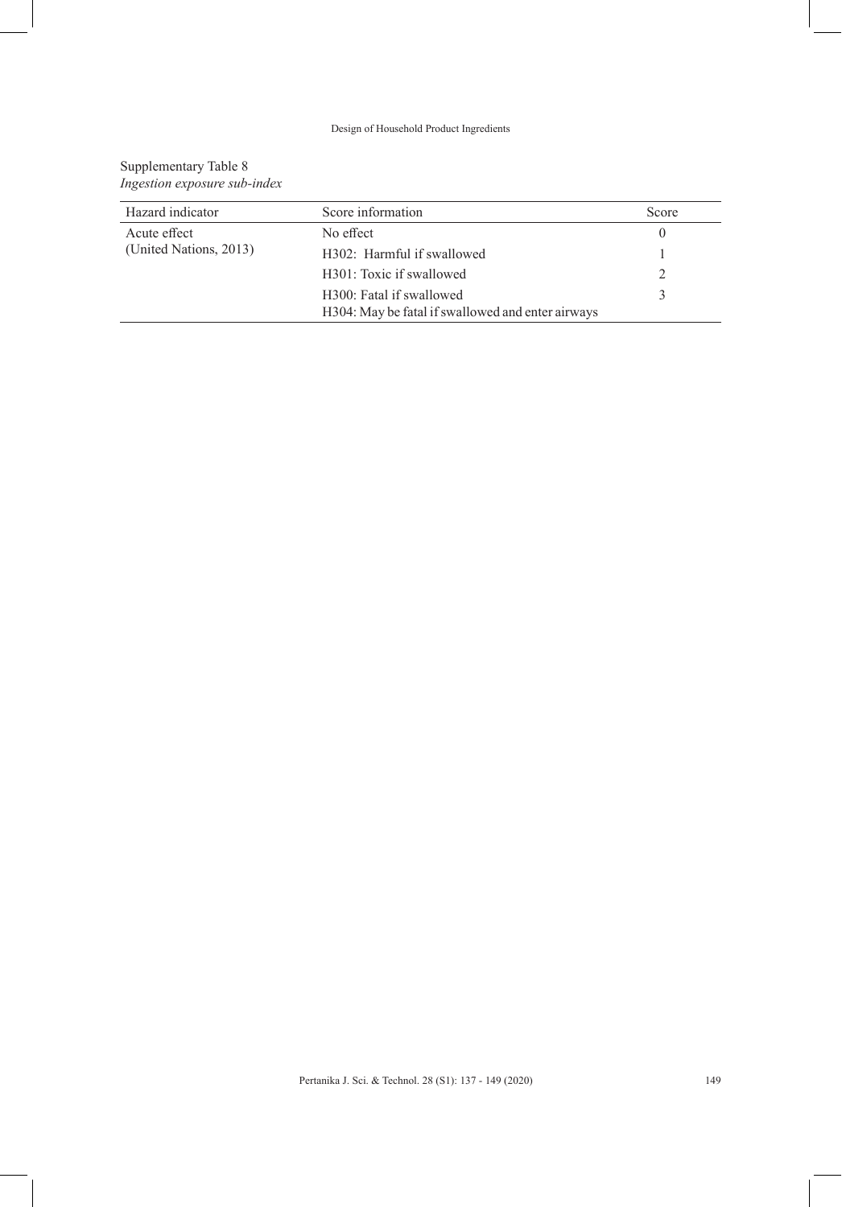Supplementary Table 8
*Ingestion exposure sub-index*

| Hazard indicator | Score information | Score |
|---|---|---|
| Acute effect (United Nations, 2013) | No effect | 0 |
| | H302: Harmful if swallowed | 1 |
| | H301: Toxic if swallowed | 2 |
| | H300: Fatal if swallowed<br>H304: May be fatal if swallowed and enter airways | 3 |